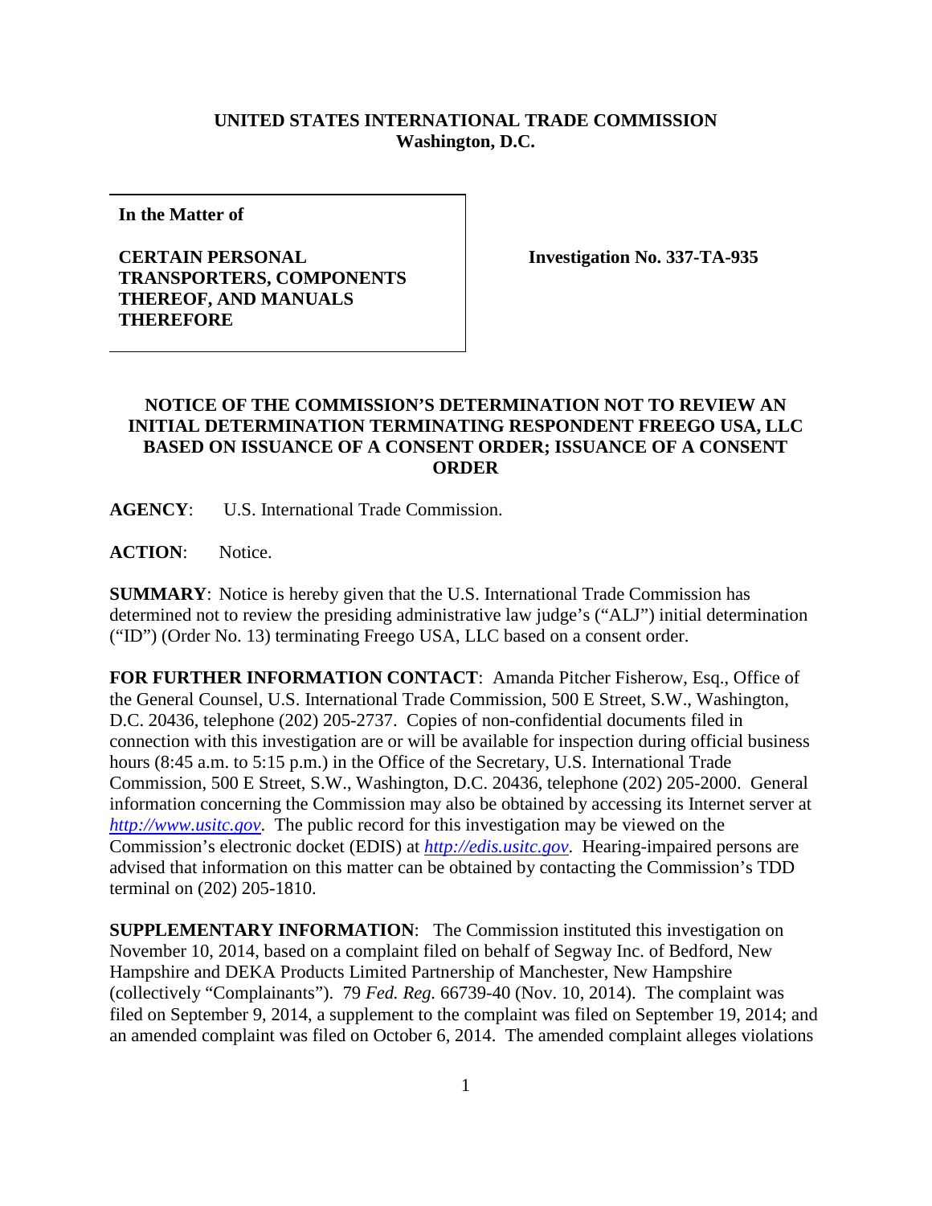**UNITED STATES INTERNATIONAL TRADE COMMISSION**
**Washington, D.C.**

| **In the Matter of**<br><br>**CERTAIN PERSONAL TRANSPORTERS, COMPONENTS THEREOF, AND MANUALS THEREFORE** | **Investigation No. 337-TA-935** |
|---|---|

## NOTICE OF THE COMMISSION'S DETERMINATION NOT TO REVIEW AN INITIAL DETERMINATION TERMINATING RESPONDENT FREEGO USA, LLC BASED ON ISSUANCE OF A CONSENT ORDER; ISSUANCE OF A CONSENT ORDER

**AGENCY**: U.S. International Trade Commission.

**ACTION**: Notice.

**SUMMARY**: Notice is hereby given that the U.S. International Trade Commission has determined not to review the presiding administrative law judge's ("ALJ") initial determination ("ID") (Order No. 13) terminating Freego USA, LLC based on a consent order.

**FOR FURTHER INFORMATION CONTACT**: Amanda Pitcher Fisherow, Esq., Office of the General Counsel, U.S. International Trade Commission, 500 E Street, S.W., Washington, D.C. 20436, telephone (202) 205-2737. Copies of non-confidential documents filed in connection with this investigation are or will be available for inspection during official business hours (8:45 a.m. to 5:15 p.m.) in the Office of the Secretary, U.S. International Trade Commission, 500 E Street, S.W., Washington, D.C. 20436, telephone (202) 205-2000. General information concerning the Commission may also be obtained by accessing its Internet server at *http://www.usitc.gov*. The public record for this investigation may be viewed on the Commission's electronic docket (EDIS) at *http://edis.usitc.gov*. Hearing-impaired persons are advised that information on this matter can be obtained by contacting the Commission's TDD terminal on (202) 205-1810.

**SUPPLEMENTARY INFORMATION**: The Commission instituted this investigation on November 10, 2014, based on a complaint filed on behalf of Segway Inc. of Bedford, New Hampshire and DEKA Products Limited Partnership of Manchester, New Hampshire (collectively "Complainants"). 79 *Fed. Reg.* 66739-40 (Nov. 10, 2014). The complaint was filed on September 9, 2014, a supplement to the complaint was filed on September 19, 2014; and an amended complaint was filed on October 6, 2014. The amended complaint alleges violations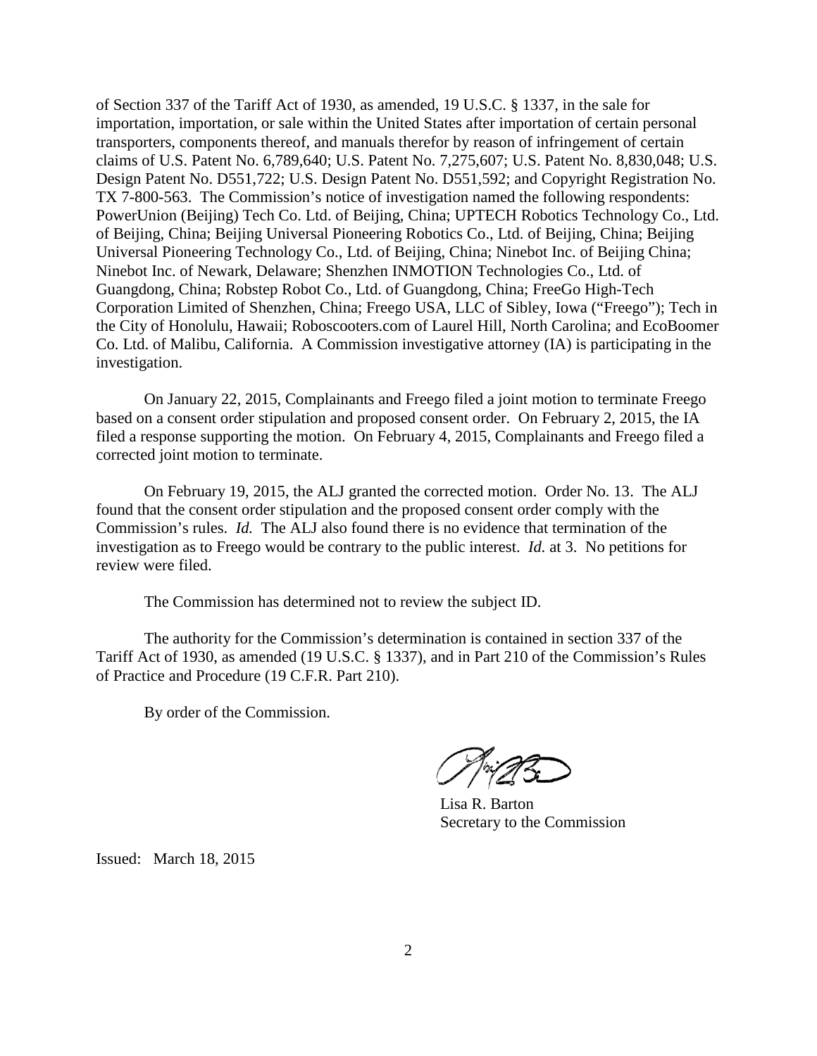of Section 337 of the Tariff Act of 1930, as amended, 19 U.S.C. § 1337, in the sale for importation, importation, or sale within the United States after importation of certain personal transporters, components thereof, and manuals therefor by reason of infringement of certain claims of U.S. Patent No. 6,789,640; U.S. Patent No. 7,275,607; U.S. Patent No. 8,830,048; U.S. Design Patent No. D551,722; U.S. Design Patent No. D551,592; and Copyright Registration No. TX 7-800-563. The Commission's notice of investigation named the following respondents: PowerUnion (Beijing) Tech Co. Ltd. of Beijing, China; UPTECH Robotics Technology Co., Ltd. of Beijing, China; Beijing Universal Pioneering Robotics Co., Ltd. of Beijing, China; Beijing Universal Pioneering Technology Co., Ltd. of Beijing, China; Ninebot Inc. of Beijing China; Ninebot Inc. of Newark, Delaware; Shenzhen INMOTION Technologies Co., Ltd. of Guangdong, China; Robstep Robot Co., Ltd. of Guangdong, China; FreeGo High-Tech Corporation Limited of Shenzhen, China; Freego USA, LLC of Sibley, Iowa ("Freego"); Tech in the City of Honolulu, Hawaii; Roboscooters.com of Laurel Hill, North Carolina; and EcoBoomer Co. Ltd. of Malibu, California. A Commission investigative attorney (IA) is participating in the investigation.

On January 22, 2015, Complainants and Freego filed a joint motion to terminate Freego based on a consent order stipulation and proposed consent order. On February 2, 2015, the IA filed a response supporting the motion. On February 4, 2015, Complainants and Freego filed a corrected joint motion to terminate.

On February 19, 2015, the ALJ granted the corrected motion. Order No. 13. The ALJ found that the consent order stipulation and the proposed consent order comply with the Commission's rules. *Id.* The ALJ also found there is no evidence that termination of the investigation as to Freego would be contrary to the public interest. *Id.* at 3. No petitions for review were filed.

The Commission has determined not to review the subject ID.

The authority for the Commission's determination is contained in section 337 of the Tariff Act of 1930, as amended (19 U.S.C. § 1337), and in Part 210 of the Commission's Rules of Practice and Procedure (19 C.F.R. Part 210).

By order of the Commission.

Lisa R. Barton
Secretary to the Commission

Issued: March 18, 2015